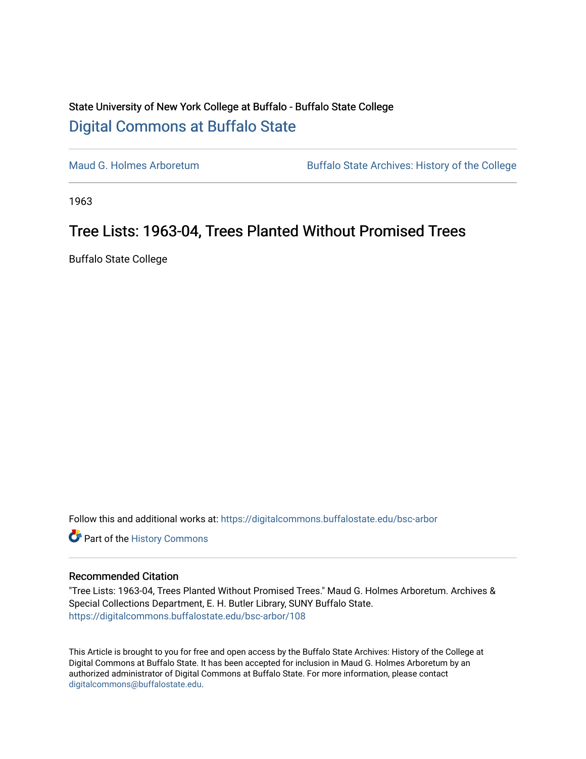State University of New York College at Buffalo - Buffalo State College

# Digital Commons at Buffalo State

Maud G. Holmes Arboretum | Buffalo State Archives: History of the College

1963

## Tree Lists: 1963-04, Trees Planted Without Promised Trees

Buffalo State College

Follow this and additional works at: https://digitalcommons.buffalostate.edu/bsc-arbor

Part of the History Commons

### Recommended Citation

"Tree Lists: 1963-04, Trees Planted Without Promised Trees." Maud G. Holmes Arboretum. Archives & Special Collections Department, E. H. Butler Library, SUNY Buffalo State.
https://digitalcommons.buffalostate.edu/bsc-arbor/108

This Article is brought to you for free and open access by the Buffalo State Archives: History of the College at Digital Commons at Buffalo State. It has been accepted for inclusion in Maud G. Holmes Arboretum by an authorized administrator of Digital Commons at Buffalo State. For more information, please contact digitalcommons@buffalostate.edu.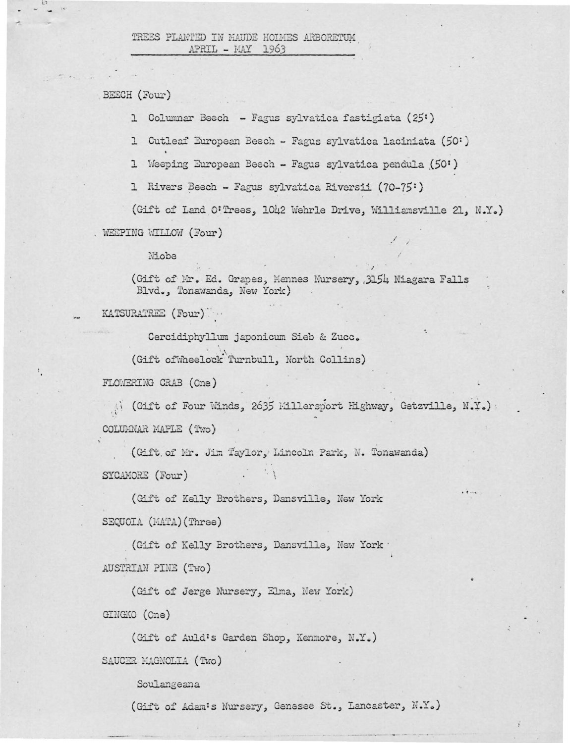# TREES PLANTED IN MAUDE HOLMES ARBORETUM
## APRIL - MAY 1963

BEECH (Four)

1 Columnar Beech - Fagus sylvatica fastigiata (25')

1 Cutleaf European Beech - Fagus sylvatica laciniata (50')

1 Weeping European Beech - Fagus sylvatica pendula (50')

1 Rivers Beech - Fagus sylvatica Riversii (70-75')

(Gift of Land O'Trees, 1042 Wehrle Drive, Williamsville 21, N.Y.)

WEEPING WILLOW (Four)

Niobe

(Gift of Mr. Ed. Grapes, Mennes Nursery, 3154 Niagara Falls Blvd., Tonawanda, New York)

KATSURATREE (Four)

Cercidiphyllum japonicum Sieb & Zucc.

(Gift ofWheelock Turnbull, North Collins)

FLOWERING CRAB (One)

(Gift of Four Winds, 2635 Millersport Highway, Getzville, N.Y.)

COLUMNAR MAPLE (Two)

(Gift of Mr. Jim Taylor, Lincoln Park, N. Tonawanda)

SYCAMORE (Four)

(Gift of Kelly Brothers, Dansville, New York

SEQUOIA (MATA)(Three)

(Gift of Kelly Brothers, Dansville, New York

AUSTRIAN PINE (Two)

(Gift of Jerge Nursery, Elma, New York)

GINGKO (One)

(Gift of Auld's Garden Shop, Kenmore, N.Y.)

SAUCER MAGNOLIA (Two)

Soulangeana

(Gift of Adam's Nursery, Genesee St., Lancaster, N.Y.)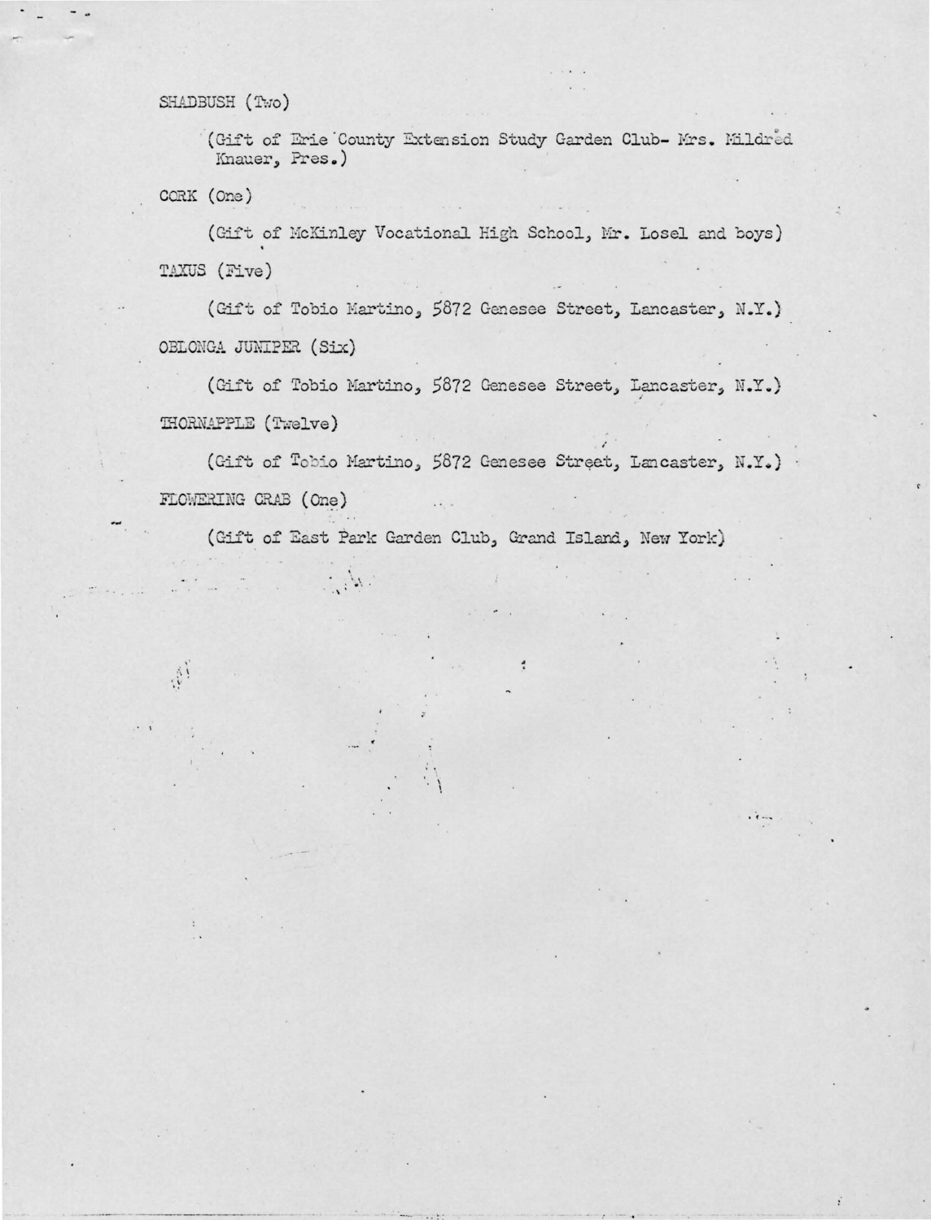SHADBUSH (Two)

(Gift of Erie County Extension Study Garden Club- Mrs. Mildred Knauer, Pres.)

CORK (One)

(Gift of McKinley Vocational High School, Mr. Losel and boys)

TAXUS (Five)

(Gift of Tobio Martino, 5872 Genesee Street, Lancaster, N.Y.)

OBLONGA JUNIPER (Six)

(Gift of Tobio Martino, 5872 Genesee Street, Lancaster, N.Y.)

THORNAPPLE (Twelve)

(Gift of Tobio Martino, 5872 Genesee Street, Lancaster, N.Y.)

FLOWERING CRAB (One)

(Gift of East Park Garden Club, Grand Island, New York)